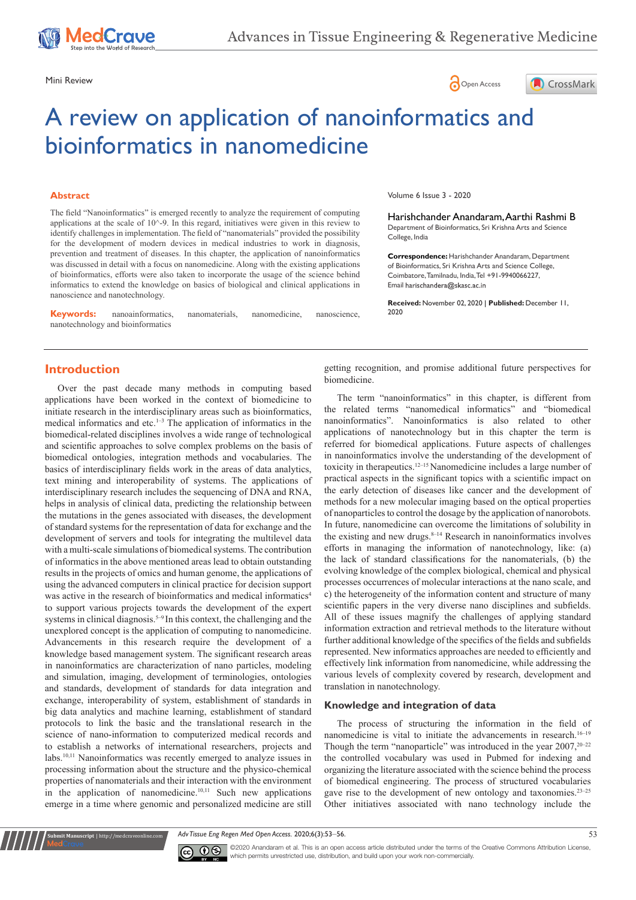Mini Review

# A review on application of nanoinformatics and bioinformatics in nanomedicine

Volume 6 Issue 3 - 2020

Harishchander Anandaram, Aarthi Rashmi B

Department of Bioinformatics, Sri Krishna Arts and Science College, India

**Correspondence:** Harishchander Anandaram, Department of Bioinformatics, Sri Krishna Arts and Science College, Coimbatore, Tamilnadu, India, Tel +91-9940066227, Email harischandera@skasc.ac.in

**Received:** November 02, 2020 | **Published:** December 11, 2020

## Abstract

The field "Nanoinformatics" is emerged recently to analyze the requirement of computing applications at the scale of 10^-9. In this regard, initiatives were given in this review to identify challenges in implementation. The field of "nanomaterials" provided the possibility for the development of modern devices in medical industries to work in diagnosis, prevention and treatment of diseases. In this chapter, the application of nanoinformatics was discussed in detail with a focus on nanomedicine. Along with the existing applications of bioinformatics, efforts were also taken to incorporate the usage of the science behind informatics to extend the knowledge on basics of biological and clinical applications in nanoscience and nanotechnology.

**Keywords:** nanoainformatics, nanomaterials, nanomedicine, nanoscience, nanotechnology and bioinformatics

## Introduction

Over the past decade many methods in computing based applications have been worked in the context of biomedicine to initiate research in the interdisciplinary areas such as bioinformatics, medical informatics and etc.[1–3] The application of informatics in the biomedical-related disciplines involves a wide range of technological and scientific approaches to solve complex problems on the basis of biomedical ontologies, integration methods and vocabularies. The basics of interdisciplinary fields work in the areas of data analytics, text mining and interoperability of systems. The applications of interdisciplinary research includes the sequencing of DNA and RNA, helps in analysis of clinical data, predicting the relationship between the mutations in the genes associated with diseases, the development of standard systems for the representation of data for exchange and the development of servers and tools for integrating the multilevel data with a multi-scale simulations of biomedical systems. The contribution of informatics in the above mentioned areas lead to obtain outstanding results in the projects of omics and human genome, the applications of using the advanced computers in clinical practice for decision support was active in the research of bioinformatics and medical informatics[4] to support various projects towards the development of the expert systems in clinical diagnosis.[5–9] In this context, the challenging and the unexplored concept is the application of computing to nanomedicine. Advancements in this research require the development of a knowledge based management system. The significant research areas in nanoinformatics are characterization of nano particles, modeling and simulation, imaging, development of terminologies, ontologies and standards, development of standards for data integration and exchange, interoperability of system, establishment of standards in big data analytics and machine learning, establishment of standard protocols to link the basic and the translational research in the science of nano-information to computerized medical records and to establish a networks of international researchers, projects and labs.[10,11] Nanoinformatics was recently emerged to analyze issues in processing information about the structure and the physico-chemical properties of nanomaterials and their interaction with the environment in the application of nanomedicine.[10,11] Such new applications emerge in a time where genomic and personalized medicine are still getting recognition, and promise additional future perspectives for biomedicine.

The term "nanoinformatics" in this chapter, is different from the related terms "nanomedical informatics" and "biomedical nanoinformatics". Nanoinformatics is also related to other applications of nanotechnology but in this chapter the term is referred for biomedical applications. Future aspects of challenges in nanoinformatics involve the understanding of the development of toxicity in therapeutics.[12–15] Nanomedicine includes a large number of practical aspects in the significant topics with a scientific impact on the early detection of diseases like cancer and the development of methods for a new molecular imaging based on the optical properties of nanoparticles to control the dosage by the application of nanorobots. In future, nanomedicine can overcome the limitations of solubility in the existing and new drugs.[8–14] Research in nanoinformatics involves efforts in managing the information of nanotechnology, like: (a) the lack of standard classifications for the nanomaterials, (b) the evolving knowledge of the complex biological, chemical and physical processes occurrences of molecular interactions at the nano scale, and c) the heterogeneity of the information content and structure of many scientific papers in the very diverse nano disciplines and subfields. All of these issues magnify the challenges of applying standard information extraction and retrieval methods to the literature without further additional knowledge of the specifics of the fields and subfields represented. New informatics approaches are needed to efficiently and effectively link information from nanomedicine, while addressing the various levels of complexity covered by research, development and translation in nanotechnology.

### Knowledge and integration of data

The process of structuring the information in the field of nanomedicine is vital to initiate the advancements in research.[16–19] Though the term "nanoparticle" was introduced in the year 2007,[20–22] the controlled vocabulary was used in Pubmed for indexing and organizing the literature associated with the science behind the process of biomedical engineering. The process of structured vocabularies gave rise to the development of new ontology and taxonomies.[23–25] Other initiatives associated with nano technology include the

©2020 Anandaram et al. This is an open access article distributed under the terms of the Creative Commons Attribution License, which permits unrestricted use, distribution, and build upon your work non-commercially.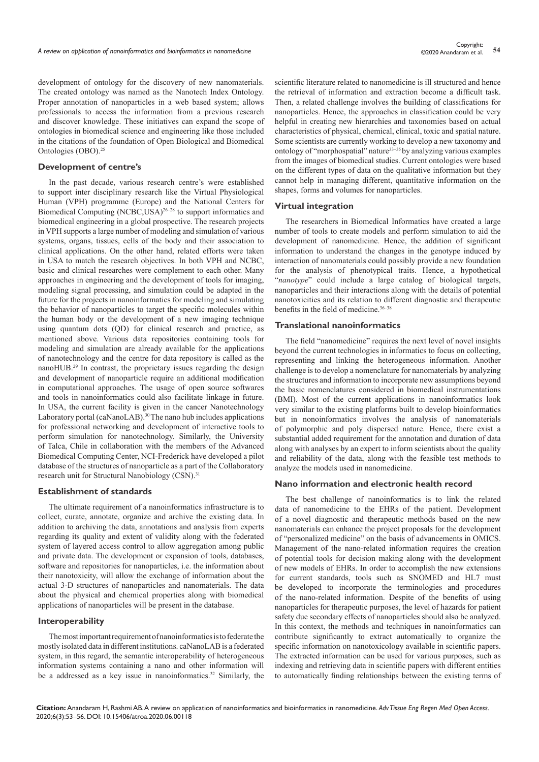development of ontology for the discovery of new nanomaterials. The created ontology was named as the Nanotech Index Ontology. Proper annotation of nanoparticles in a web based system; allows professionals to access the information from a previous research and discover knowledge. These initiatives can expand the scope of ontologies in biomedical science and engineering like those included in the citations of the foundation of Open Biological and Biomedical Ontologies (OBO).[25]

## Development of centre's

In the past decade, various research centre's were established to support inter disciplinary research like the Virtual Physiological Human (VPH) programme (Europe) and the National Centers for Biomedical Computing (NCBC,USA)[26–28] to support informatics and biomedical engineering in a global prospective. The research projects in VPH supports a large number of modeling and simulation of various systems, organs, tissues, cells of the body and their association to clinical applications. On the other hand, related efforts were taken in USA to match the research objectives. In both VPH and NCBC, basic and clinical researches were complement to each other. Many approaches in engineering and the development of tools for imaging, modeling signal processing, and simulation could be adapted in the future for the projects in nanoinformatics for modeling and simulating the behavior of nanoparticles to target the specific molecules within the human body or the development of a new imaging technique using quantum dots (QD) for clinical research and practice, as mentioned above. Various data repositories containing tools for modeling and simulation are already available for the applications of nanotechnology and the centre for data repository is called as the nanoHUB.[29] In contrast, the proprietary issues regarding the design and development of nanoparticle require an additional modification in computational approaches. The usage of open source softwares and tools in nanoinformatics could also facilitate linkage in future. In USA, the current facility is given in the cancer Nanotechnology Laboratory portal (caNanoLAB).[30] The nano hub includes applications for professional networking and development of interactive tools to perform simulation for nanotechnology. Similarly, the University of Talca, Chile in collaboration with the members of the Advanced Biomedical Computing Center, NCI-Frederick have developed a pilot database of the structures of nanoparticle as a part of the Collaboratory research unit for Structural Nanobiology (CSN).[31]

## Establishment of standards

The ultimate requirement of a nanoinformatics infrastructure is to collect, curate, annotate, organize and archive the existing data. In addition to archiving the data, annotations and analysis from experts regarding its quality and extent of validity along with the federated system of layered access control to allow aggregation among public and private data. The development or expansion of tools, databases, software and repositories for nanoparticles, i.e. the information about their nanotoxicity, will allow the exchange of information about the actual 3-D structures of nanoparticles and nanomaterials. The data about the physical and chemical properties along with biomedical applications of nanoparticles will be present in the database.

## Interoperability

The most important requirement of nanoinformatics is to federate the mostly isolated data in different institutions. caNanoLAB is a federated system, in this regard, the semantic interoperability of heterogeneous information systems containing a nano and other information will be a addressed as a key issue in nanoinformatics.[32] Similarly, the scientific literature related to nanomedicine is ill structured and hence the retrieval of information and extraction become a difficult task. Then, a related challenge involves the building of classifications for nanoparticles. Hence, the approaches in classification could be very helpful in creating new hierarchies and taxonomies based on actual characteristics of physical, chemical, clinical, toxic and spatial nature. Some scientists are currently working to develop a new taxonomy and ontology of "morphospatial" nature[33–35] by analyzing various examples from the images of biomedical studies. Current ontologies were based on the different types of data on the qualitative information but they cannot help in managing different, quantitative information on the shapes, forms and volumes for nanoparticles.

## Virtual integration

The researchers in Biomedical Informatics have created a large number of tools to create models and perform simulation to aid the development of nanomedicine. Hence, the addition of significant information to understand the changes in the genotype induced by interaction of nanomaterials could possibly provide a new foundation for the analysis of phenotypical traits. Hence, a hypothetical "*nanotype*" could include a large catalog of biological targets, nanoparticles and their interactions along with the details of potential nanotoxicities and its relation to different diagnostic and therapeutic benefits in the field of medicine.[36–38]

## Translational nanoinformatics

The field "nanomedicine" requires the next level of novel insights beyond the current technologies in informatics to focus on collecting, representing and linking the heterogeneous information. Another challenge is to develop a nomenclature for nanomaterials by analyzing the structures and information to incorporate new assumptions beyond the basic nomenclatures considered in biomedical instrumentations (BMI). Most of the current applications in nanoinformatics look very similar to the existing platforms built to develop bioinformatics but in nonoinformatics involves the analysis of nanomaterials of polymorphic and poly dispersed nature. Hence, there exist a substantial added requirement for the annotation and duration of data along with analyses by an expert to inform scientists about the quality and reliability of the data, along with the feasible test methods to analyze the models used in nanomedicine.

## Nano information and electronic health record

The best challenge of nanoinformatics is to link the related data of nanomedicine to the EHRs of the patient. Development of a novel diagnostic and therapeutic methods based on the new nanomaterials can enhance the project proposals for the development of "personalized medicine" on the basis of advancements in OMICS. Management of the nano-related information requires the creation of potential tools for decision making along with the development of new models of EHRs. In order to accomplish the new extensions for current standards, tools such as SNOMED and HL7 must be developed to incorporate the terminologies and procedures of the nano-related information. Despite of the benefits of using nanoparticles for therapeutic purposes, the level of hazards for patient safety due secondary effects of nanoparticles should also be analyzed. In this context, the methods and techniques in nanoinformatics can contribute significantly to extract automatically to organize the specific information on nanotoxicology available in scientific papers. The extracted information can be used for various purposes, such as indexing and retrieving data in scientific papers with different entities to automatically finding relationships between the existing terms of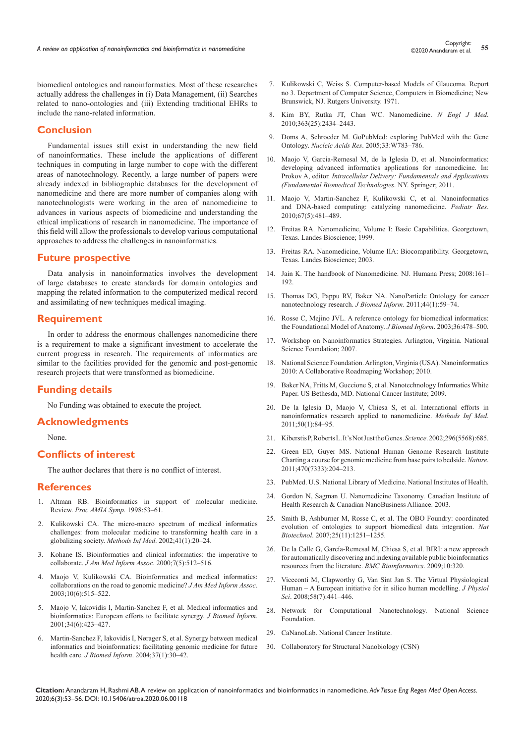biomedical ontologies and nanoinformatics. Most of these researches actually address the challenges in (i) Data Management, (ii) Searches related to nano-ontologies and (iii) Extending traditional EHRs to include the nano-related information.

## Conclusion

Fundamental issues still exist in understanding the new field of nanoinformatics. These include the applications of different techniques in computing in large number to cope with the different areas of nanotechnology. Recently, a large number of papers were already indexed in bibliographic databases for the development of nanomedicine and there are more number of companies along with nanotechnologists were working in the area of nanomedicine to advances in various aspects of biomedicine and understanding the ethical implications of research in nanomedicine. The importance of this field will allow the professionals to develop various computational approaches to address the challenges in nanoinformatics.

## Future prospective

Data analysis in nanoinformatics involves the development of large databases to create standards for domain ontologies and mapping the related information to the computerized medical record and assimilating of new techniques medical imaging.

## Requirement

In order to address the enormous challenges nanomedicine there is a requirement to make a significant investment to accelerate the current progress in research. The requirements of informatics are similar to the facilities provided for the genomic and post-genomic research projects that were transformed as biomedicine.

## Funding details

No Funding was obtained to execute the project.

## Acknowledgments

None.

## Conflicts of interest

The author declares that there is no conflict of interest.

## References

1. Altman RB. Bioinformatics in support of molecular medicine. Review. *Proc AMIA Symp*. 1998:53–61.
2. Kulikowski CA. The micro-macro spectrum of medical informatics challenges: from molecular medicine to transforming health care in a globalizing society. *Methods Inf Med*. 2002;41(1):20–24.
3. Kohane IS. Bioinformatics and clinical informatics: the imperative to collaborate. *J Am Med Inform Assoc*. 2000;7(5):512–516.
4. Maojo V, Kulikowski CA. Bioinformatics and medical informatics: collaborations on the road to genomic medicine? *J Am Med Inform Assoc*. 2003;10(6):515–522.
5. Maojo V, Iakovidis I, Martin-Sanchez F, et al. Medical informatics and bioinformatics: European efforts to facilitate synergy. *J Biomed Inform*. 2001;34(6):423–427.
6. Martin-Sanchez F, Iakovidis I, Nørager S, et al. Synergy between medical informatics and bioinformatics: facilitating genomic medicine for future health care. *J Biomed Inform*. 2004;37(1):30–42.
7. Kulikowski C, Weiss S. Computer-based Models of Glaucoma. Report no 3. Department of Computer Science, Computers in Biomedicine; New Brunswick, NJ. Rutgers University. 1971.
8. Kim BY, Rutka JT, Chan WC. Nanomedicine. *N Engl J Med*. 2010;363(25):2434–2443.
9. Doms A, Schroeder M. GoPubMed: exploring PubMed with the Gene Ontology. *Nucleic Acids Res*. 2005;33:W783–786.
10. Maojo V, Garcia-Remesal M, de la Iglesia D, et al. Nanoinformatics: developing advanced informatics applications for nanomedicine. In: Prokov A, editor. *Intracellular Delivery: Fundamentals and Applications (Fundamental Biomedical Technologies*. NY. Springer; 2011.
11. Maojo V, Martin-Sanchez F, Kulikowski C, et al. Nanoinformatics and DNA-based computing: catalyzing nanomedicine. *Pediatr Res*. 2010;67(5):481–489.
12. Freitas RA. Nanomedicine, Volume I: Basic Capabilities. Georgetown, Texas. Landes Bioscience; 1999.
13. Freitas RA. Nanomedicine, Volume IIA: Biocompatibility. Georgetown, Texas. Landes Bioscience; 2003.
14. Jain K. The handbook of Nanomedicine. NJ. Humana Press; 2008:161–192.
15. Thomas DG, Pappu RV, Baker NA. NanoParticle Ontology for cancer nanotechnology research. *J Biomed Inform*. 2011;44(1):59–74.
16. Rosse C, Mejino JVL. A reference ontology for biomedical informatics: the Foundational Model of Anatomy. *J Biomed Inform*. 2003;36:478–500.
17. Workshop on Nanoinformatics Strategies. Arlington, Virginia. National Science Foundation; 2007.
18. National Science Foundation. Arlington, Virginia (USA). Nanoinformatics 2010: A Collaborative Roadmaping Workshop; 2010.
19. Baker NA, Fritts M, Guccione S, et al. Nanotechnology Informatics White Paper. US Bethesda, MD. National Cancer Institute; 2009.
20. De la Iglesia D, Maojo V, Chiesa S, et al. International efforts in nanoinformatics research applied to nanomedicine. *Methods Inf Med*. 2011;50(1):84–95.
21. Kiberstis P, Roberts L. It's Not Just the Genes. *Science*. 2002;296(5568):685.
22. Green ED, Guyer MS. National Human Genome Research Institute Charting a course for genomic medicine from base pairs to bedside. *Nature*. 2011;470(7333):204–213.
23. PubMed. U.S. National Library of Medicine. National Institutes of Health.
24. Gordon N, Sagman U. Nanomedicine Taxonomy. Canadian Institute of Health Research & Canadian NanoBusiness Alliance. 2003.
25. Smith B, Ashburner M, Rosse C, et al. The OBO Foundry: coordinated evolution of ontologies to support biomedical data integration. *Nat Biotechnol*. 2007;25(11):1251–1255.
26. De la Calle G, García-Remesal M, Chiesa S, et al. BIRI: a new approach for automatically discovering and indexing available public bioinformatics resources from the literature. *BMC Bioinformatics*. 2009;10:320.
27. Viceconti M, Clapworthy G, Van Sint Jan S. The Virtual Physiological Human – A European initiative for in silico human modelling. *J Physiol Sci*. 2008;58(7):441–446.
28. Network for Computational Nanotechnology. National Science Foundation.
29. CaNanoLab. National Cancer Institute.
30. Collaboratory for Structural Nanobiology (CSN)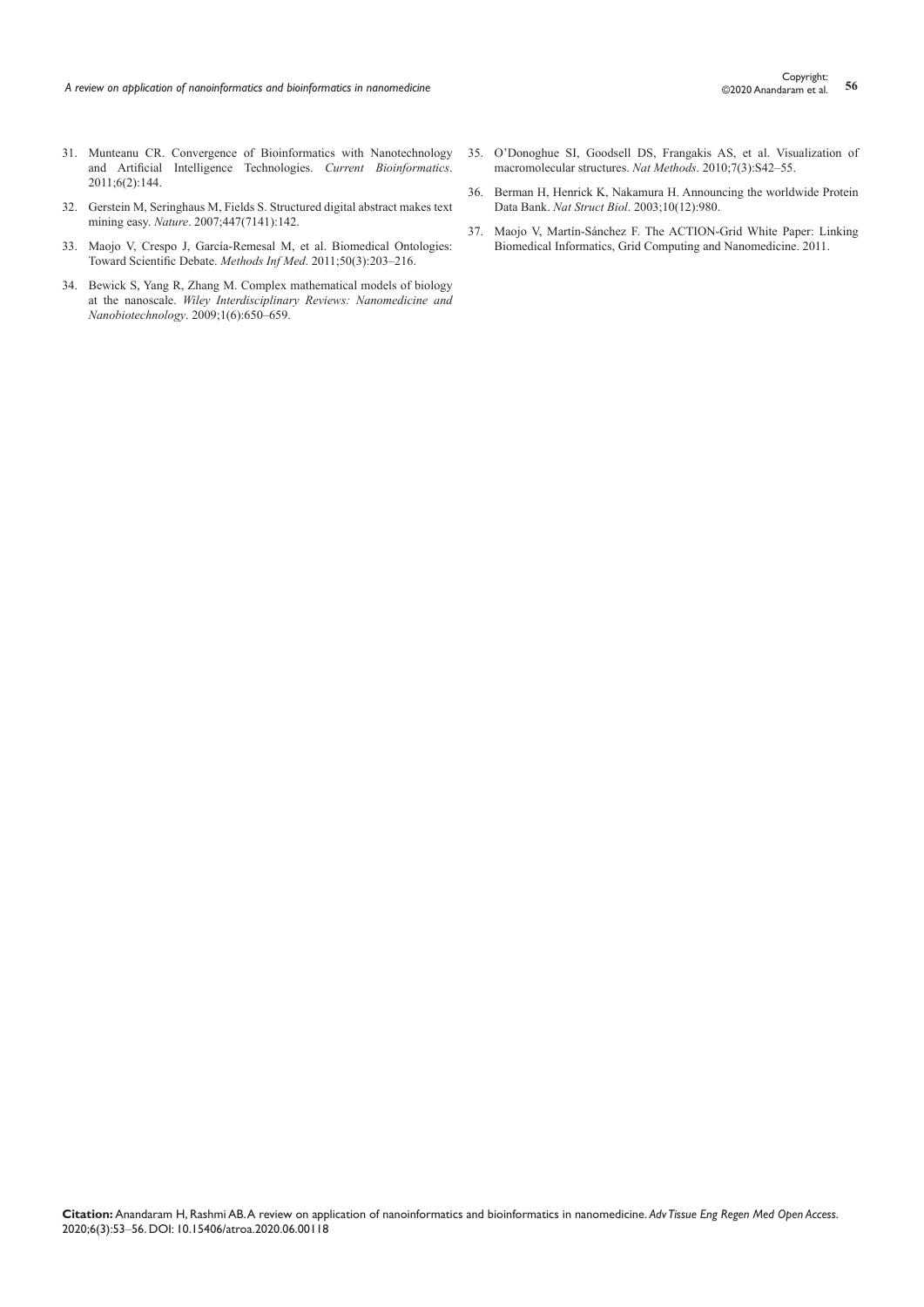31. Munteanu CR. Convergence of Bioinformatics with Nanotechnology and Artificial Intelligence Technologies. *Current Bioinformatics*. 2011;6(2):144.
32. Gerstein M, Seringhaus M, Fields S. Structured digital abstract makes text mining easy. *Nature*. 2007;447(7141):142.
33. Maojo V, Crespo J, García-Remesal M, et al. Biomedical Ontologies: Toward Scientific Debate. *Methods Inf Med*. 2011;50(3):203–216.
34. Bewick S, Yang R, Zhang M. Complex mathematical models of biology at the nanoscale. *Wiley Interdisciplinary Reviews: Nanomedicine and Nanobiotechnology*. 2009;1(6):650–659.
35. O'Donoghue SI, Goodsell DS, Frangakis AS, et al. Visualization of macromolecular structures. *Nat Methods*. 2010;7(3):S42–55.
36. Berman H, Henrick K, Nakamura H. Announcing the worldwide Protein Data Bank. *Nat Struct Biol*. 2003;10(12):980.
37. Maojo V, Martín-Sánchez F. The ACTION-Grid White Paper: Linking Biomedical Informatics, Grid Computing and Nanomedicine. 2011.